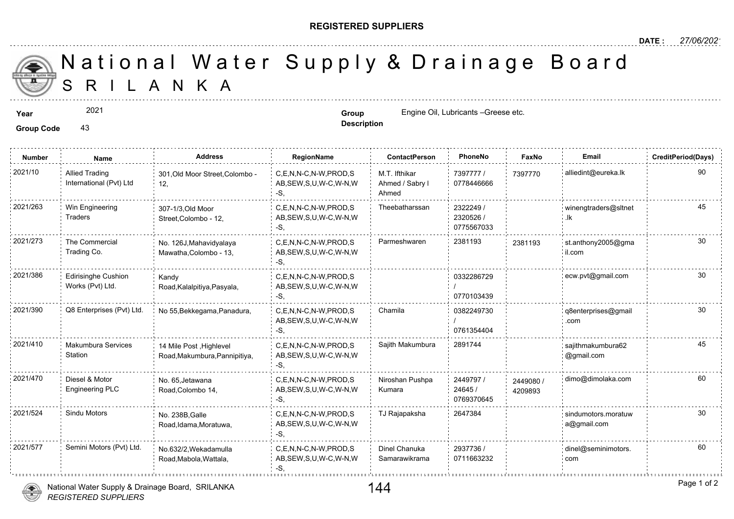**REGISTERED SUPPLIERS**

**DATE :** *27/06/2021*

# National Water Supply & Drainage Board
## SRILANKA

**Year** 2021

**Group Code** 43

**Group Description** Engine Oil, Lubricants –Greese etc.

| Number | Name | Address | RegionName | ContactPerson | PhoneNo | FaxNo | Email | CreditPeriod(Days) |
|---|---|---|---|---|---|---|---|---|
| 2021/10 | Allied Trading International (Pvt) Ltd | 301,Old Moor Street,Colombo - 12, | C,E,N,N-C,N-W,PROD,SAB,SEW,S,U,W-C,W-N,W-S, | M.T. Ifthikar Ahmed / Sabry I Ahmed | 7397777 / 0778446666 | 7397770 | alliedint@eureka.lk | 90 |
| 2021/263 | Win Engineering Traders | 307-1/3,Old Moor Street,Colombo - 12, | C,E,N,N-C,N-W,PROD,SAB,SEW,S,U,W-C,W-N,W-S, | Theebatharssan | 2322249 / 2320526 / 0775567033 | | winengtraders@sltnet.lk | 45 |
| 2021/273 | The Commercial Trading Co. | No. 126J,Mahavidyalaya Mawatha,Colombo - 13, | C,E,N,N-C,N-W,PROD,SAB,SEW,S,U,W-C,W-N,W-S, | Parmeshwaren | 2381193 | 2381193 | st.anthony2005@gmail.com | 30 |
| 2021/386 | Edirisinghe Cushion Works (Pvt) Ltd. | Kandy Road,Kalalpitiya,Pasyala, | C,E,N,N-C,N-W,PROD,SAB,SEW,S,U,W-C,W-N,W-S, | | 0332286729 / 0770103439 | | ecw.pvt@gmail.com | 30 |
| 2021/390 | Q8 Enterprises (Pvt) Ltd. | No 55,Bekkegama,Panadura, | C,E,N,N-C,N-W,PROD,SAB,SEW,S,U,W-C,W-N,W-S, | Chamila | 0382249730 / 0761354404 | | q8enterprises@gmail.com | 30 |
| 2021/410 | Makumbura Services Station | 14 Mile Post ,Highlevel Road,Makumbura,Pannipitiya, | C,E,N,N-C,N-W,PROD,SAB,SEW,S,U,W-C,W-N,W-S, | Sajith Makumbura | 2891744 | | sajithmakumbura62@gmail.com | 45 |
| 2021/470 | Diesel & Motor Engineering PLC | No. 65,Jetawana Road,Colombo 14, | C,E,N,N-C,N-W,PROD,SAB,SEW,S,U,W-C,W-N,W-S, | Niroshan Pushpa Kumara | 2449797 / 24645 / 0769370645 | 2449080 / 4209893 | dimo@dimolaka.com | 60 |
| 2021/524 | Sindu Motors | No. 238B,Galle Road,Idama,Moratuwa, | C,E,N,N-C,N-W,PROD,SAB,SEW,S,U,W-C,W-N,W-S, | TJ Rajapaksha | 2647384 | | sindumotors.moratuwa@gmail.com | 30 |
| 2021/577 | Semini Motors (Pvt) Ltd. | No.632/2,Wekadamulla Road,Mabola,Wattala, | C,E,N,N-C,N-W,PROD,SAB,SEW,S,U,W-C,W-N,W-S, | Dinel Chanuka Samarawikrama | 2937736 / 0711663232 | | dinel@seminimotors.com | 60 |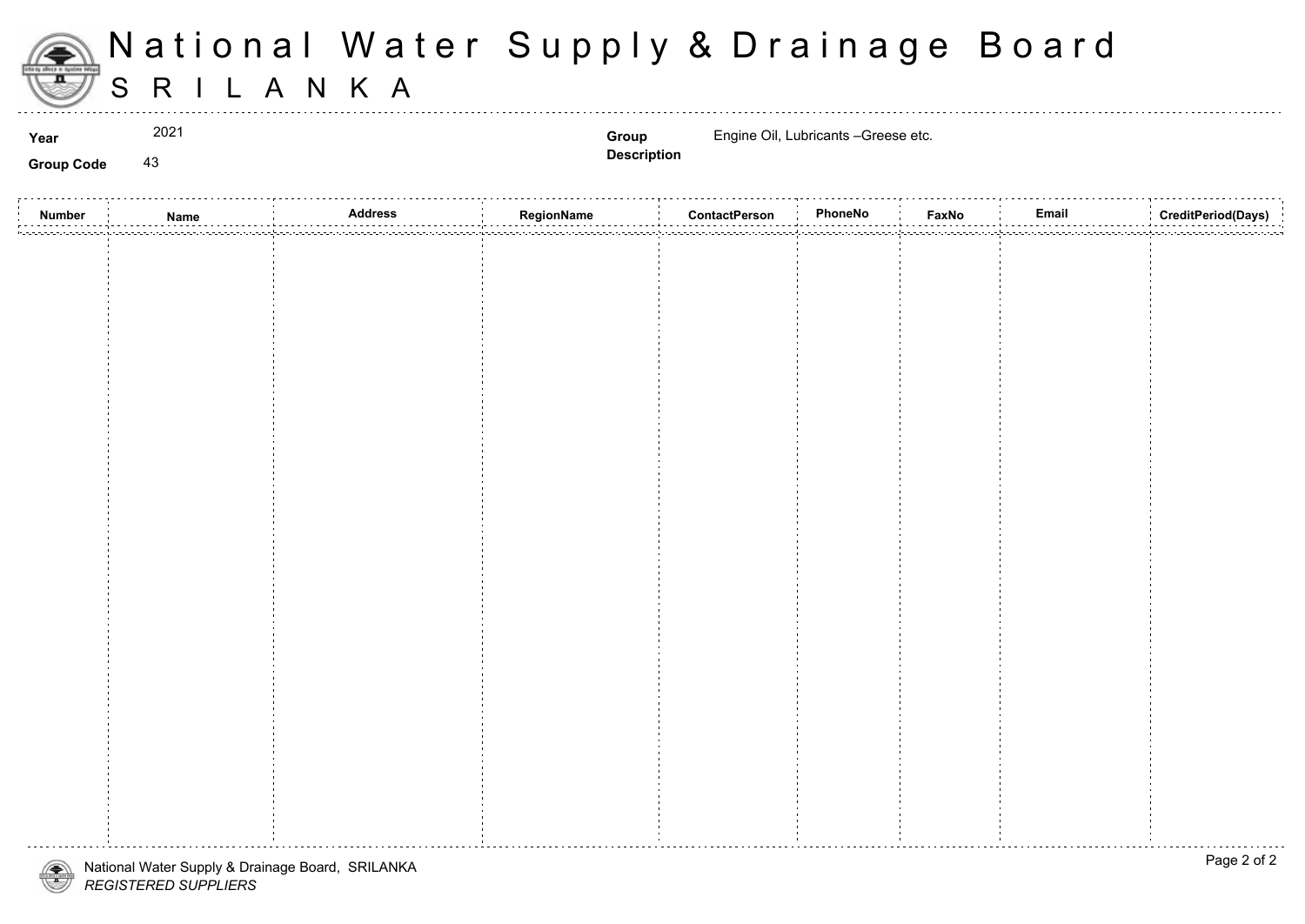# National Water Supply & Drainage Board
## SRI LANKA

**Year** 2021

**Group Code** 43

**Group Description** Engine Oil, Lubricants –Greese etc.

| Number | Name | Address | RegionName | ContactPerson | PhoneNo | FaxNo | Email | CreditPeriod(Days) |
|---|---|---|---|---|---|---|---|---|

National Water Supply & Drainage Board, SRILANKA

*REGISTERED SUPPLIERS*